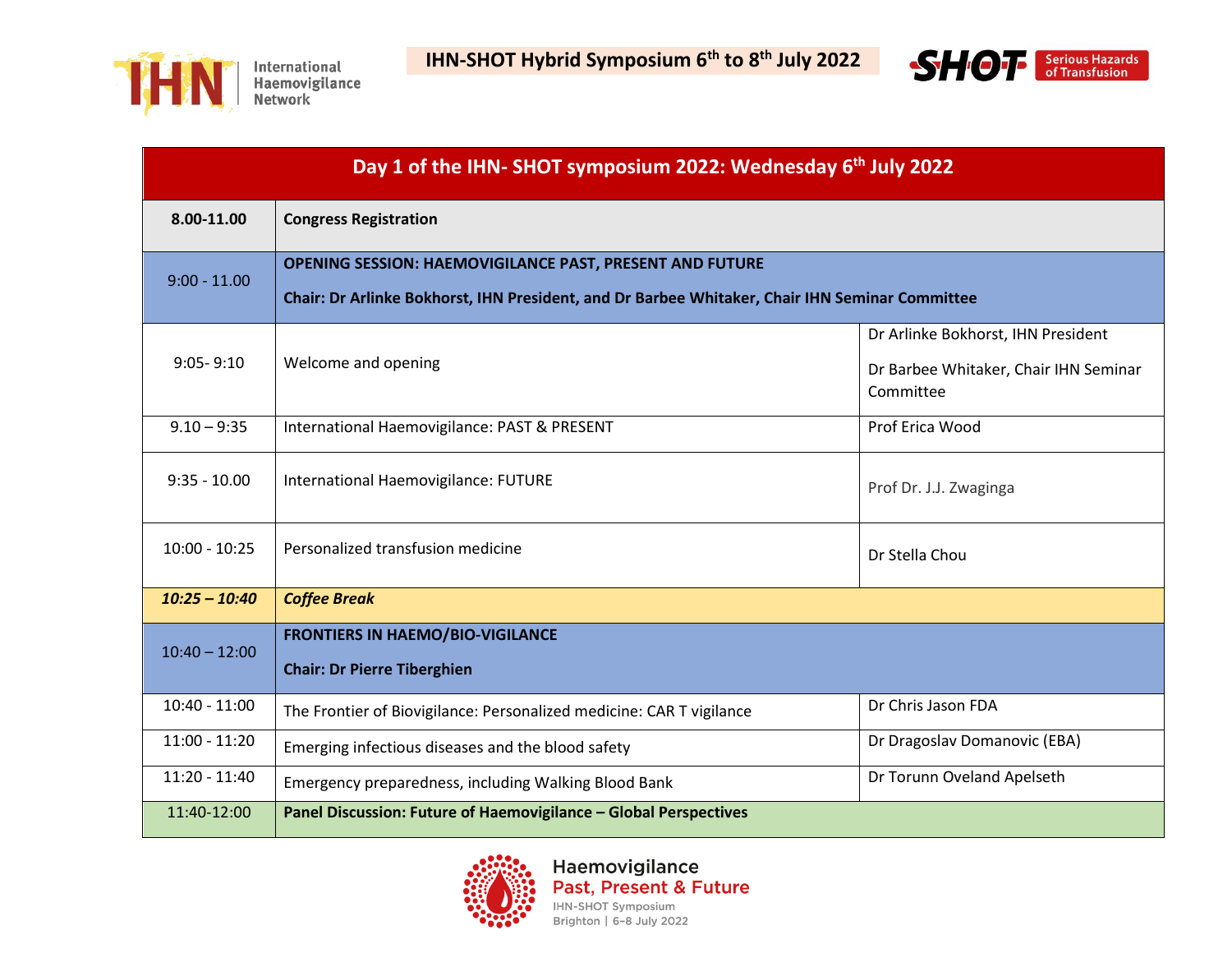# IHN-SHOT Hybrid Symposium 6th to 8th July 2022

| Day 1 of the IHN- SHOT symposium 2022: Wednesday 6th July 2022 | | |
|---|---|---|
| **8.00-11.00** | **Congress Registration** | |
| 9:00 - 11.00 | **OPENING SESSION: HAEMOVIGILANCE PAST, PRESENT AND FUTURE**<br>**Chair: Dr Arlinke Bokhorst, IHN President, and Dr Barbee Whitaker, Chair IHN Seminar Committee** | |
| 9:05- 9:10 | Welcome and opening | Dr Arlinke Bokhorst, IHN President<br>Dr Barbee Whitaker, Chair IHN Seminar Committee |
| 9.10 – 9:35 | International Haemovigilance: PAST & PRESENT | Prof Erica Wood |
| 9:35 - 10.00 | International Haemovigilance: FUTURE | Prof Dr. J.J. Zwaginga |
| 10:00 - 10:25 | Personalized transfusion medicine | Dr Stella Chou |
| ***10:25 – 10:40*** | ***Coffee Break*** | |
| 10:40 – 12:00 | **FRONTIERS IN HAEMO/BIO-VIGILANCE**<br>**Chair: Dr Pierre Tiberghien** | |
| 10:40 - 11:00 | The Frontier of Biovigilance: Personalized medicine: CAR T vigilance | Dr Chris Jason FDA |
| 11:00 - 11:20 | Emerging infectious diseases and the blood safety | Dr Dragoslav Domanovic (EBA) |
| 11:20 - 11:40 | Emergency preparedness, including Walking Blood Bank | Dr Torunn Oveland Apelseth |
| 11:40-12:00 | **Panel Discussion: Future of Haemovigilance – Global Perspectives** | |

Haemovigilance
Past, Present & Future
IHN-SHOT Symposium
Brighton | 6–8 July 2022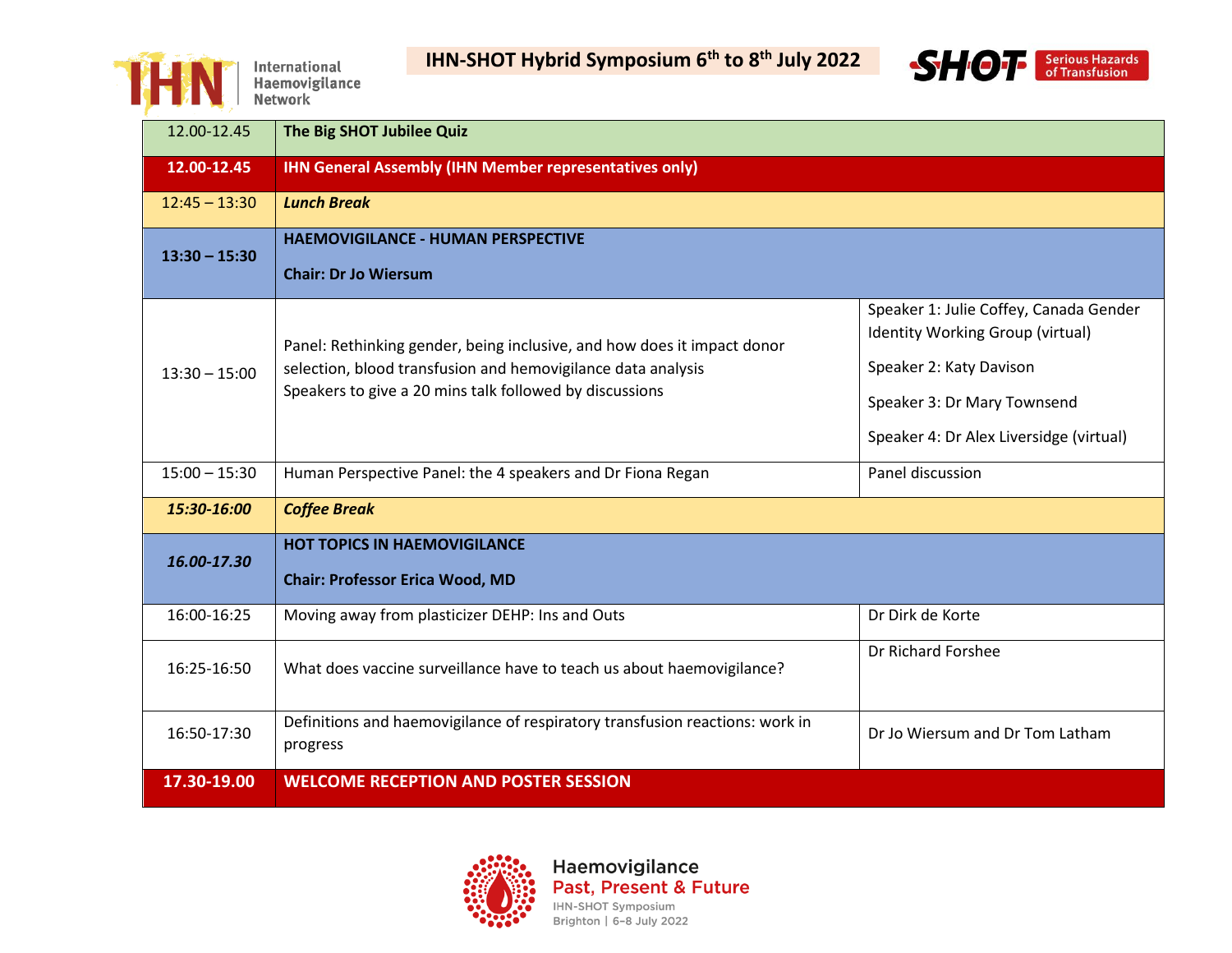| 12.00-12.45 | **The Big SHOT Jubilee Quiz** | |
|---|---|---|
| **12.00-12.45** | **IHN General Assembly (IHN Member representatives only)** | |
| 12:45 – 13:30 | ***Lunch Break*** | |
| **13:30 – 15:30** | **HAEMOVIGILANCE - HUMAN PERSPECTIVE**<br><br>**Chair: Dr Jo Wiersum** | |
| 13:30 – 15:00 | Panel: Rethinking gender, being inclusive, and how does it impact donor selection, blood transfusion and hemovigilance data analysis<br>Speakers to give a 20 mins talk followed by discussions | Speaker 1: Julie Coffey, Canada Gender Identity Working Group (virtual)<br><br>Speaker 2: Katy Davison<br><br>Speaker 3: Dr Mary Townsend<br><br>Speaker 4: Dr Alex Liversidge (virtual) |
| 15:00 – 15:30 | Human Perspective Panel: the 4 speakers and Dr Fiona Regan | Panel discussion |
| ***15:30-16:00*** | ***Coffee Break*** | |
| ***16.00-17.30*** | **HOT TOPICS IN HAEMOVIGILANCE**<br><br>**Chair: Professor Erica Wood, MD** | |
| 16:00-16:25 | Moving away from plasticizer DEHP: Ins and Outs | Dr Dirk de Korte |
| 16:25-16:50 | What does vaccine surveillance have to teach us about haemovigilance? | Dr Richard Forshee |
| 16:50-17:30 | Definitions and haemovigilance of respiratory transfusion reactions: work in progress | Dr Jo Wiersum and Dr Tom Latham |
| **17.30-19.00** | **WELCOME RECEPTION AND POSTER SESSION** | |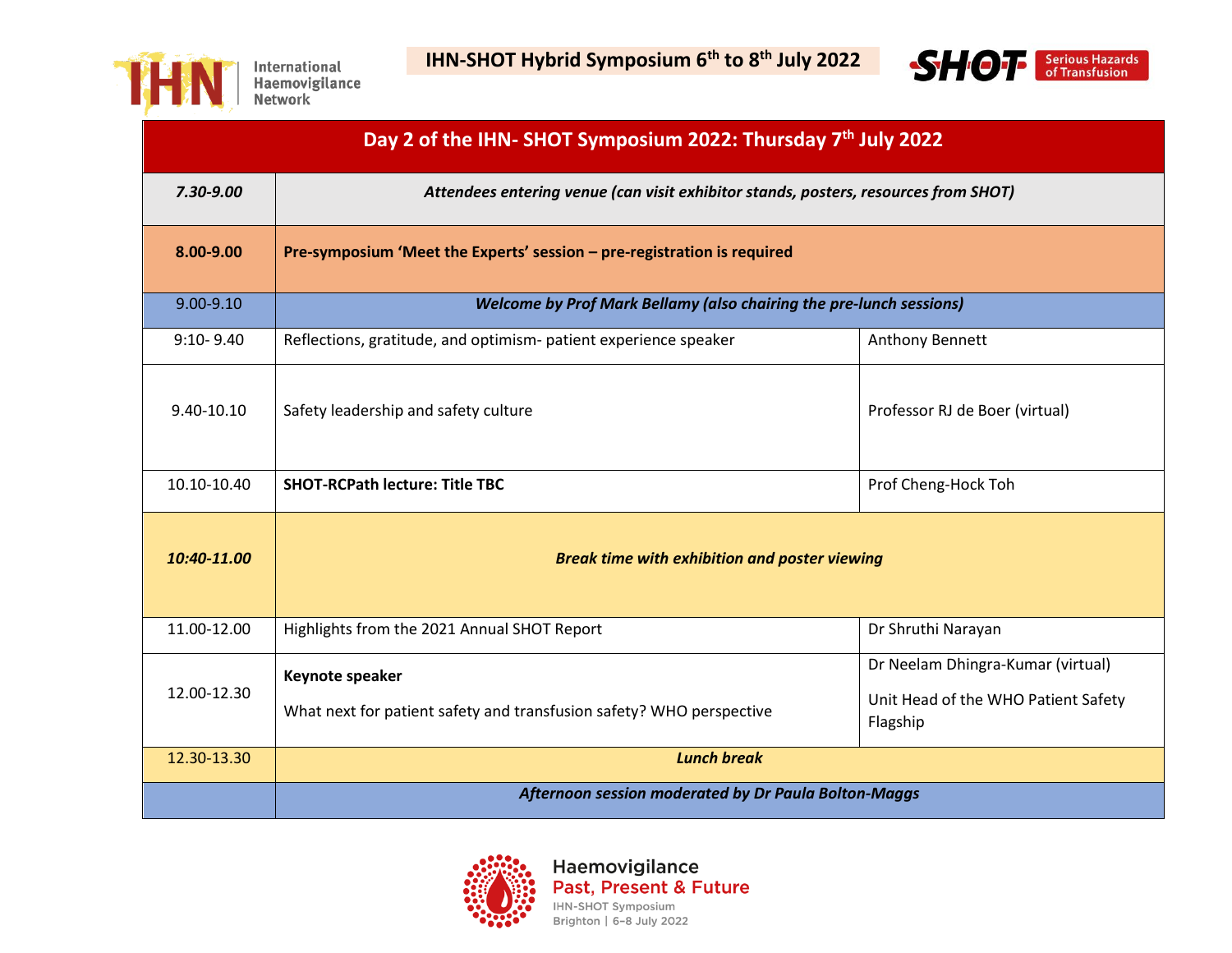IHN International Haemovigilance Network

**IHN-SHOT Hybrid Symposium 6th to 8th July 2022**

SHOT Serious Hazards of Transfusion

| Day 2 of the IHN- SHOT Symposium 2022: Thursday 7th July 2022 | | |
|---|---|---|
| ***7.30-9.00*** | ***Attendees entering venue (can visit exhibitor stands, posters, resources from SHOT)*** | |
| **8.00-9.00** | **Pre-symposium 'Meet the Experts' session – pre-registration is required** | |
| 9.00-9.10 | ***Welcome by Prof Mark Bellamy (also chairing the pre-lunch sessions)*** | |
| 9:10- 9.40 | Reflections, gratitude, and optimism- patient experience speaker | Anthony Bennett |
| 9.40-10.10 | Safety leadership and safety culture | Professor RJ de Boer (virtual) |
| 10.10-10.40 | **SHOT-RCPath lecture: Title TBC** | Prof Cheng-Hock Toh |
| ***10:40-11.00*** | ***Break time with exhibition and poster viewing*** | |
| 11.00-12.00 | Highlights from the 2021 Annual SHOT Report | Dr Shruthi Narayan |
| 12.00-12.30 | **Keynote speaker**<br><br>What next for patient safety and transfusion safety? WHO perspective | Dr Neelam Dhingra-Kumar (virtual)<br><br>Unit Head of the WHO Patient Safety Flagship |
| 12.30-13.30 | ***Lunch break*** | |
| | ***Afternoon session moderated by Dr Paula Bolton-Maggs*** | |

Haemovigilance Past, Present & Future
IHN-SHOT Symposium
Brighton | 6–8 July 2022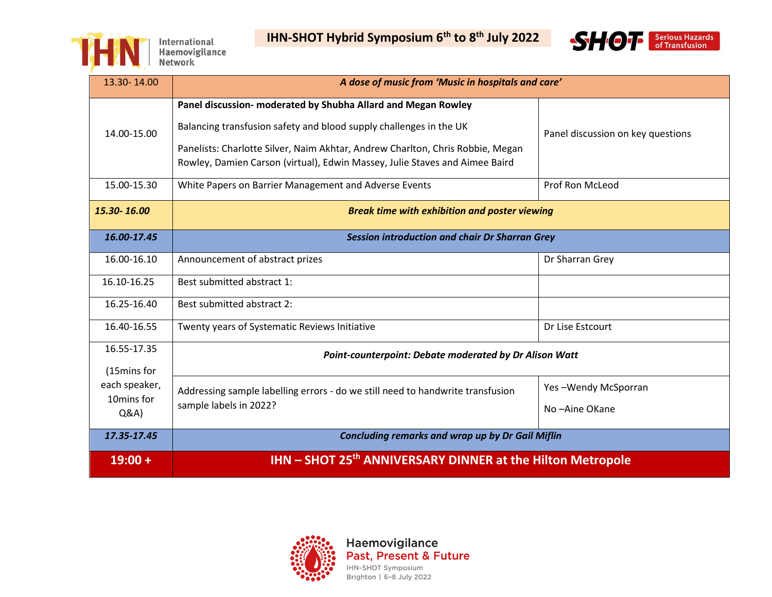| | | |
|---|---|---|
| 13.30- 14.00 | ***A dose of music from 'Music in hospitals and care'*** | |
| 14.00-15.00 | **Panel discussion- moderated by Shubha Allard and Megan Rowley**<br><br>Balancing transfusion safety and blood supply challenges in the UK<br><br>Panelists: Charlotte Silver, Naim Akhtar, Andrew Charlton, Chris Robbie, Megan Rowley, Damien Carson (virtual), Edwin Massey, Julie Staves and Aimee Baird | Panel discussion on key questions |
| 15.00-15.30 | White Papers on Barrier Management and Adverse Events | Prof Ron McLeod |
| ***15.30- 16.00*** | ***Break time with exhibition and poster viewing*** | |
| ***16.00-17.45*** | ***Session introduction and chair Dr Sharran Grey*** | |
| 16.00-16.10 | Announcement of abstract prizes | Dr Sharran Grey |
| 16.10-16.25 | Best submitted abstract 1: | |
| 16.25-16.40 | Best submitted abstract 2: | |
| 16.40-16.55 | Twenty years of Systematic Reviews Initiative | Dr Lise Estcourt |
| 16.55-17.35<br><br>(15mins for each speaker, 10mins for Q&A) | ***Point-counterpoint: Debate moderated by Dr Alison Watt***<br><br>Addressing sample labelling errors - do we still need to handwrite transfusion sample labels in 2022? | Yes –Wendy McSporran<br><br>No –Aine OKane |
| ***17.35-17.45*** | ***Concluding remarks and wrap up by Dr Gail Miflin*** | |
| **19:00 +** | **IHN – SHOT 25th ANNIVERSARY DINNER at the Hilton Metropole** | |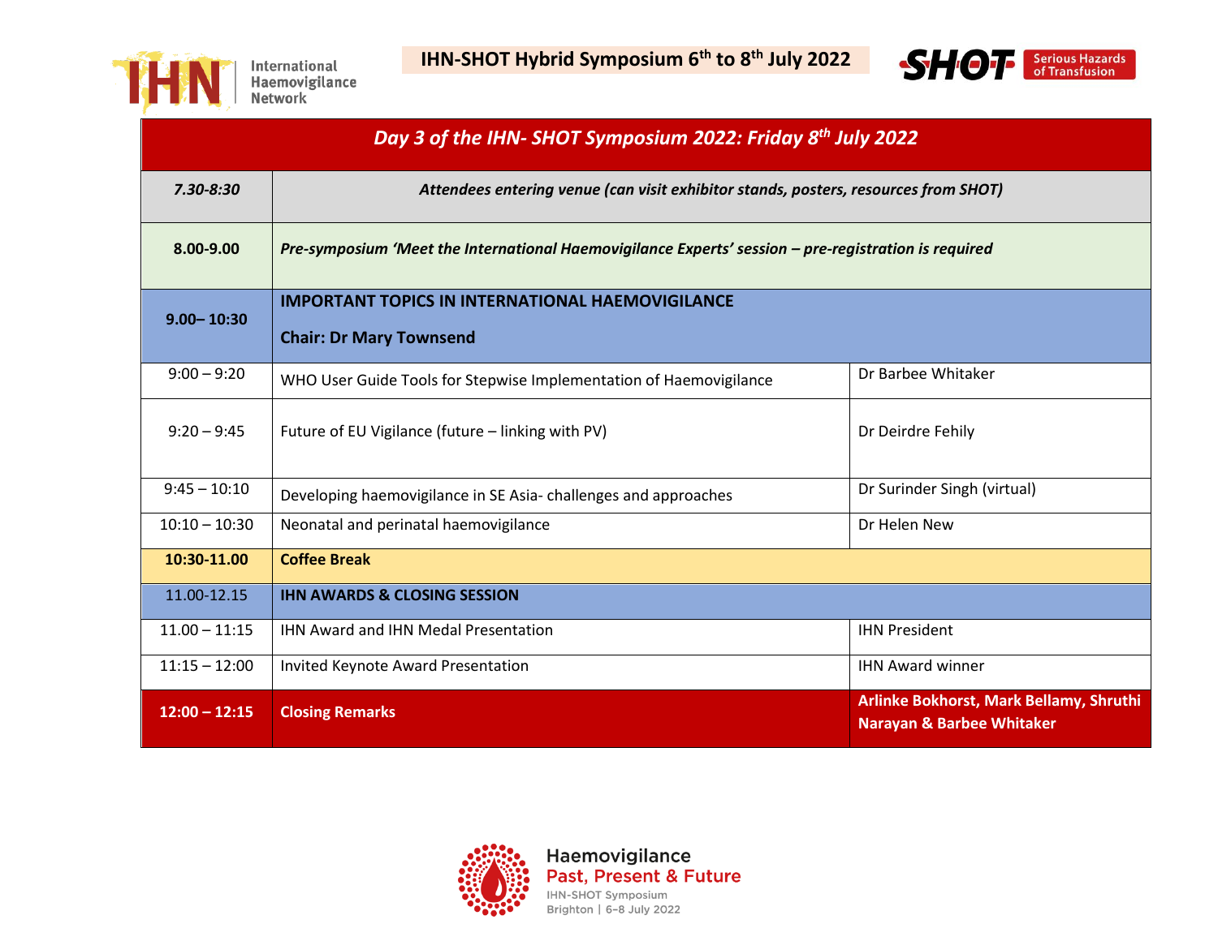International Haemovigilance Network

**IHN-SHOT Hybrid Symposium 6th to 8th July 2022**

SHOT Serious Hazards of Transfusion

| | | |
|---|---|---|
| ***Day 3 of the IHN- SHOT Symposium 2022: Friday 8th July 2022*** | | |
| ***7.30-8:30*** | ***Attendees entering venue (can visit exhibitor stands, posters, resources from SHOT)*** | |
| **8.00-9.00** | ***Pre-symposium 'Meet the International Haemovigilance Experts' session – pre-registration is required*** | |
| **9.00– 10:30** | **IMPORTANT TOPICS IN INTERNATIONAL HAEMOVIGILANCE**<br>**Chair: Dr Mary Townsend** | |
| 9:00 – 9:20 | WHO User Guide Tools for Stepwise Implementation of Haemovigilance | Dr Barbee Whitaker |
| 9:20 – 9:45 | Future of EU Vigilance (future – linking with PV) | Dr Deirdre Fehily |
| 9:45 – 10:10 | Developing haemovigilance in SE Asia- challenges and approaches | Dr Surinder Singh (virtual) |
| 10:10 – 10:30 | Neonatal and perinatal haemovigilance | Dr Helen New |
| **10:30-11.00** | **Coffee Break** | |
| 11.00-12.15 | **IHN AWARDS & CLOSING SESSION** | |
| 11.00 – 11:15 | IHN Award and IHN Medal Presentation | IHN President |
| 11:15 – 12:00 | Invited Keynote Award Presentation | IHN Award winner |
| **12:00 – 12:15** | **Closing Remarks** | **Arlinke Bokhorst, Mark Bellamy, Shruthi Narayan & Barbee Whitaker** |

Haemovigilance
Past, Present & Future
IHN-SHOT Symposium
Brighton | 6–8 July 2022